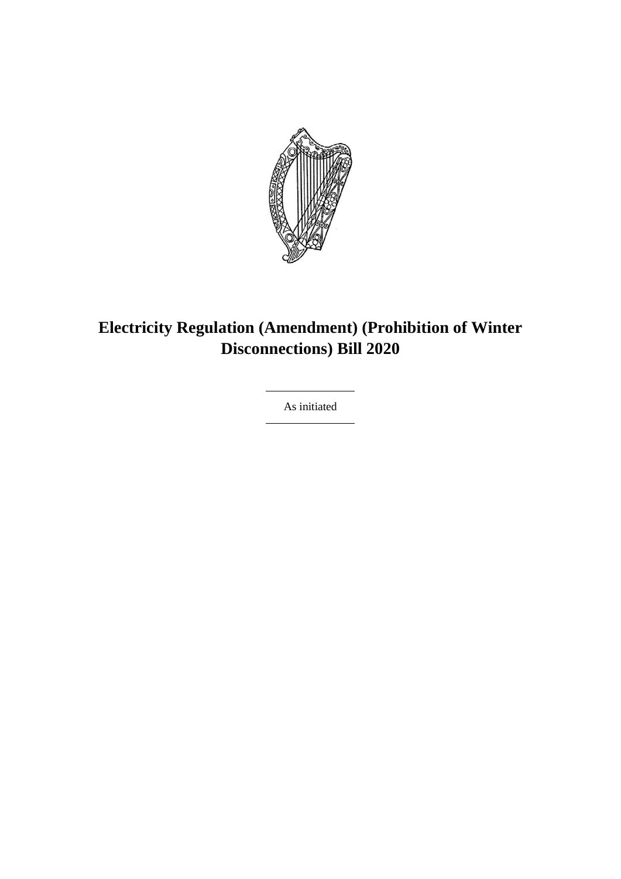# Electricity Regulation (Amendment) (Prohibition of Winter Disconnections) Bill 2020

As initiated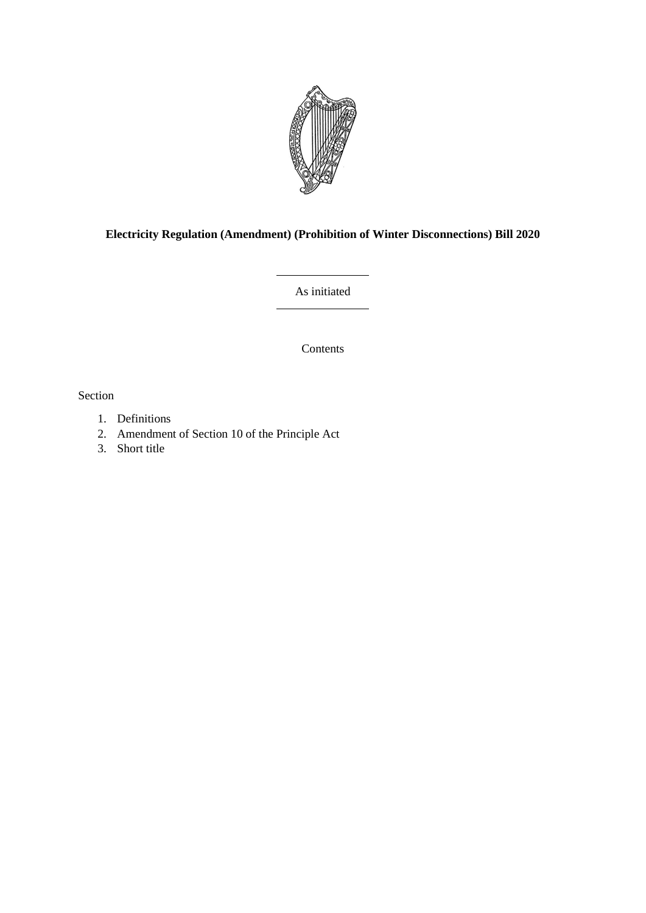**Electricity Regulation (Amendment) (Prohibition of Winter Disconnections) Bill 2020**

---

As initiated

---

Contents

Section

1. Definitions
2. Amendment of Section 10 of the Principle Act
3. Short title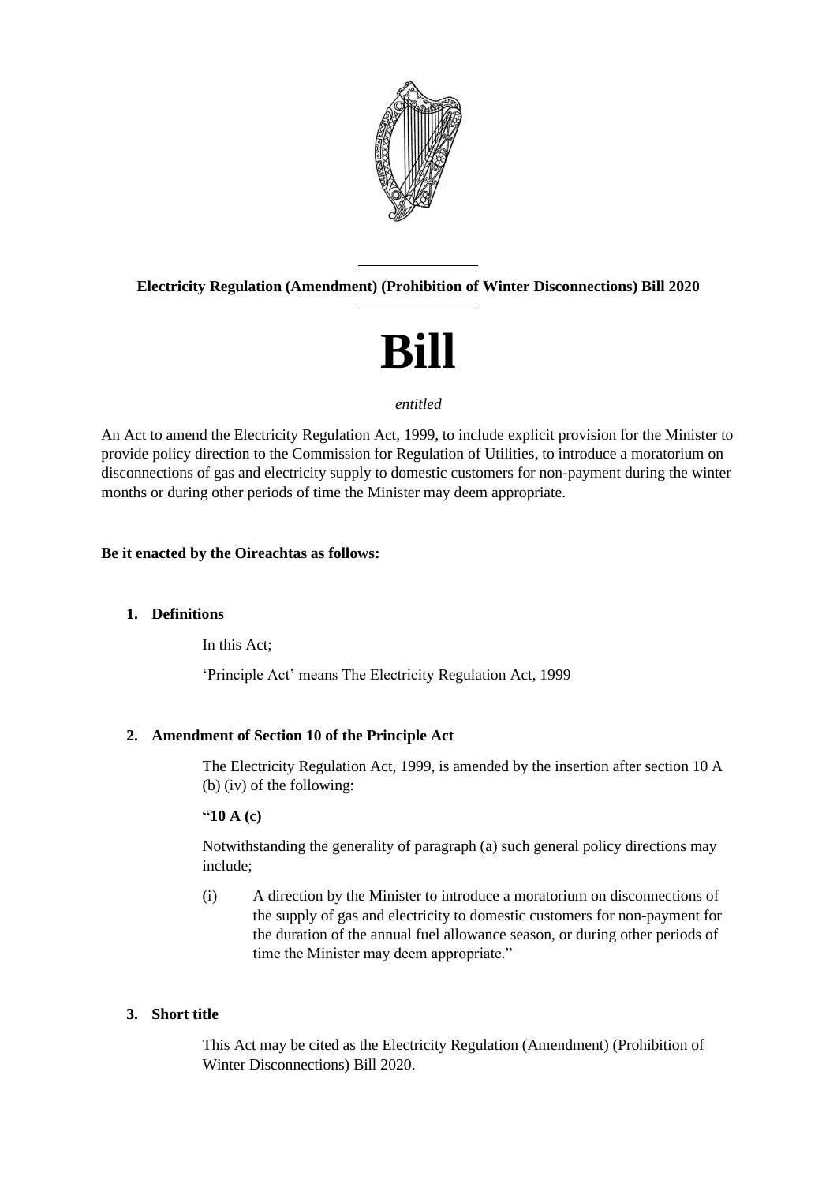**Electricity Regulation (Amendment) (Prohibition of Winter Disconnections) Bill 2020**

# Bill

*entitled*

An Act to amend the Electricity Regulation Act, 1999, to include explicit provision for the Minister to provide policy direction to the Commission for Regulation of Utilities, to introduce a moratorium on disconnections of gas and electricity supply to domestic customers for non-payment during the winter months or during other periods of time the Minister may deem appropriate.

**Be it enacted by the Oireachtas as follows:**

**1. Definitions**

In this Act;

'Principle Act' means The Electricity Regulation Act, 1999

**2. Amendment of Section 10 of the Principle Act**

The Electricity Regulation Act, 1999, is amended by the insertion after section 10 A (b) (iv) of the following:

**"10 A (c)**

Notwithstanding the generality of paragraph (a) such general policy directions may include;

(i) A direction by the Minister to introduce a moratorium on disconnections of the supply of gas and electricity to domestic customers for non-payment for the duration of the annual fuel allowance season, or during other periods of time the Minister may deem appropriate."

**3. Short title**

This Act may be cited as the Electricity Regulation (Amendment) (Prohibition of Winter Disconnections) Bill 2020.